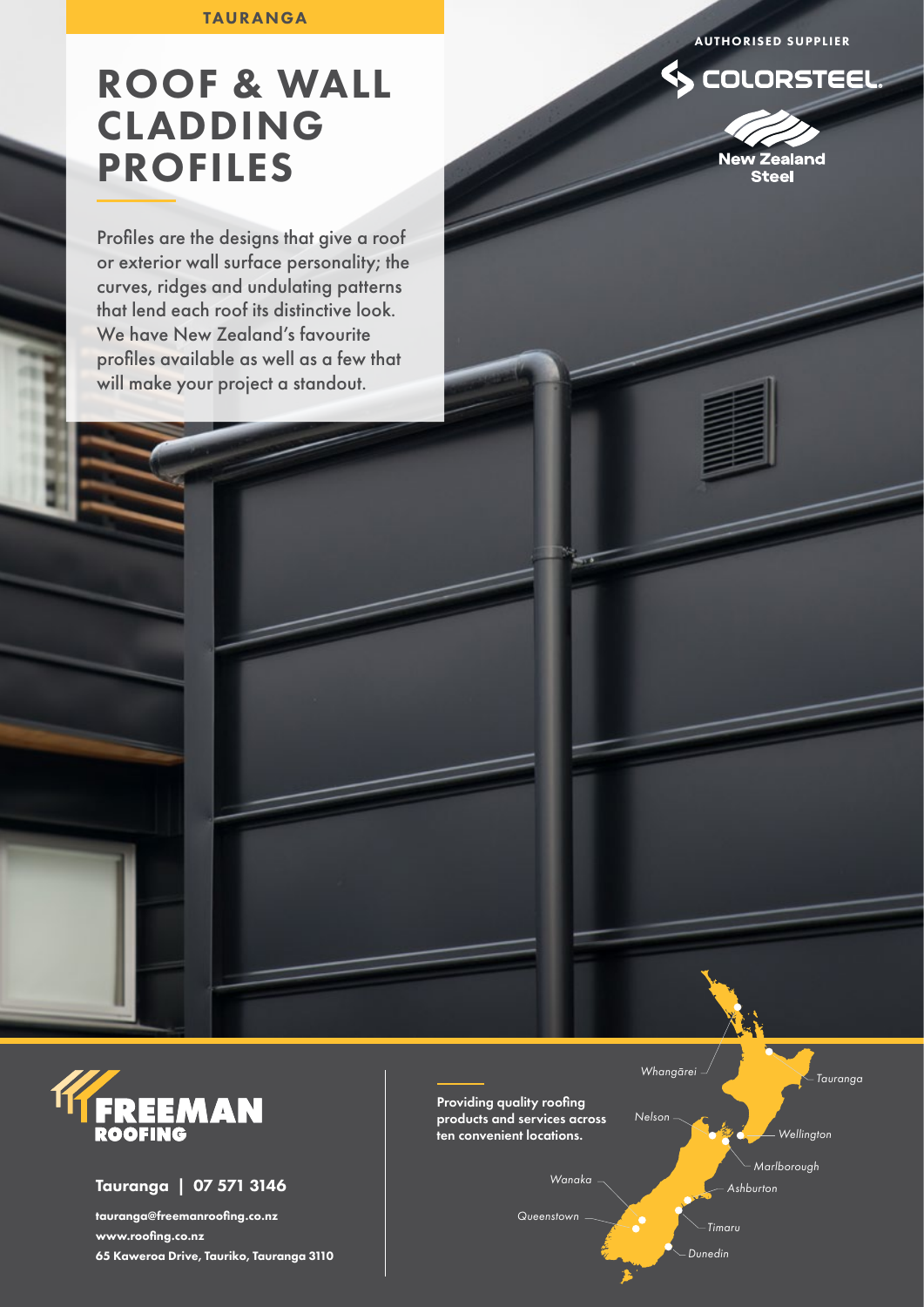TAURANGA

# ROOF & WALL CLADDING PROFILES

Profiles are the designs that give a roof or exterior wall surface personality; the curves, ridges and undulating patterns that lend each roof its distinctive look. We have New Zealand's favourite profiles available as well as a few that will make your project a standout.

AUTHORISED SUPPLIER

COLORSTEEL.

New Zealand Steel

FREEMAN ROOFING

**Tauranga | 07 571 3146**

**tauranga@freemanroofing.co.nz**
**www.roofing.co.nz**
**65 Kaweroa Drive, Tauriko, Tauranga 3110**

**Providing quality roofing products and services across ten convenient locations.**

Whangārei
Tauranga
Nelson
Wellington
Marlborough
Wanaka
Ashburton
Queenstown
Timaru
Dunedin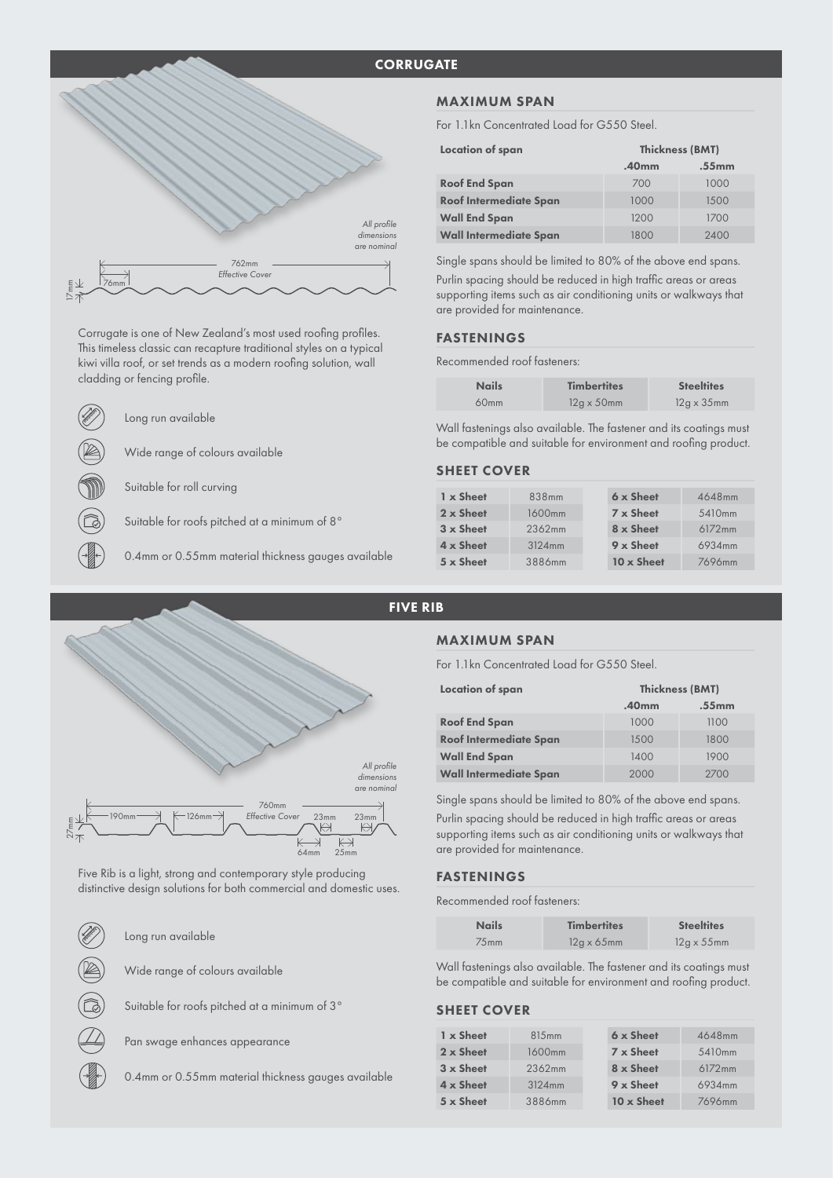## CORRUGATE

*All profile dimensions are nominal*

762mm *Effective Cover*

76mm

17mm

Corrugate is one of New Zealand's most used roofing profiles. This timeless classic can recapture traditional styles on a typical kiwi villa roof, or set trends as a modern roofing solution, wall cladding or fencing profile.

- Long run available
- Wide range of colours available
- Suitable for roll curving
- Suitable for roofs pitched at a minimum of 8°
- 0.4mm or 0.55mm material thickness gauges available

### MAXIMUM SPAN

For 1.1kn Concentrated Load for G550 Steel.

| Location of span | Thickness (BMT) | |
|---|---|---|
| | .40mm | .55mm |
| Roof End Span | 700 | 1000 |
| Roof Intermediate Span | 1000 | 1500 |
| Wall End Span | 1200 | 1700 |
| Wall Intermediate Span | 1800 | 2400 |

Single spans should be limited to 80% of the above end spans.

Purlin spacing should be reduced in high traffic areas or areas supporting items such as air conditioning units or walkways that are provided for maintenance.

### FASTENINGS

Recommended roof fasteners:

| Nails | Timbertites | Steeltites |
|---|---|---|
| 60mm | 12g x 50mm | 12g x 35mm |

Wall fastenings also available. The fastener and its coatings must be compatible and suitable for environment and roofing product.

### SHEET COVER

| | | | |
|---|---|---|---|
| 1 x Sheet | 838mm | 6 x Sheet | 4648mm |
| 2 x Sheet | 1600mm | 7 x Sheet | 5410mm |
| 3 x Sheet | 2362mm | 8 x Sheet | 6172mm |
| 4 x Sheet | 3124mm | 9 x Sheet | 6934mm |
| 5 x Sheet | 3886mm | 10 x Sheet | 7696mm |

## FIVE RIB

*All profile dimensions are nominal*

760mm *Effective Cover*

190mm, 126mm, 23mm, 23mm, 64mm, 25mm, 27mm

Five Rib is a light, strong and contemporary style producing distinctive design solutions for both commercial and domestic uses.

- Long run available
- Wide range of colours available
- Suitable for roofs pitched at a minimum of 3°
- Pan swage enhances appearance
- 0.4mm or 0.55mm material thickness gauges available

### MAXIMUM SPAN

For 1.1kn Concentrated Load for G550 Steel.

| Location of span | Thickness (BMT) | |
|---|---|---|
| | .40mm | .55mm |
| Roof End Span | 1000 | 1100 |
| Roof Intermediate Span | 1500 | 1800 |
| Wall End Span | 1400 | 1900 |
| Wall Intermediate Span | 2000 | 2700 |

Single spans should be limited to 80% of the above end spans.

Purlin spacing should be reduced in high traffic areas or areas supporting items such as air conditioning units or walkways that are provided for maintenance.

### FASTENINGS

Recommended roof fasteners:

| Nails | Timbertites | Steeltites |
|---|---|---|
| 75mm | 12g x 65mm | 12g x 55mm |

Wall fastenings also available. The fastener and its coatings must be compatible and suitable for environment and roofing product.

### SHEET COVER

| | | | |
|---|---|---|---|
| 1 x Sheet | 815mm | 6 x Sheet | 4648mm |
| 2 x Sheet | 1600mm | 7 x Sheet | 5410mm |
| 3 x Sheet | 2362mm | 8 x Sheet | 6172mm |
| 4 x Sheet | 3124mm | 9 x Sheet | 6934mm |
| 5 x Sheet | 3886mm | 10 x Sheet | 7696mm |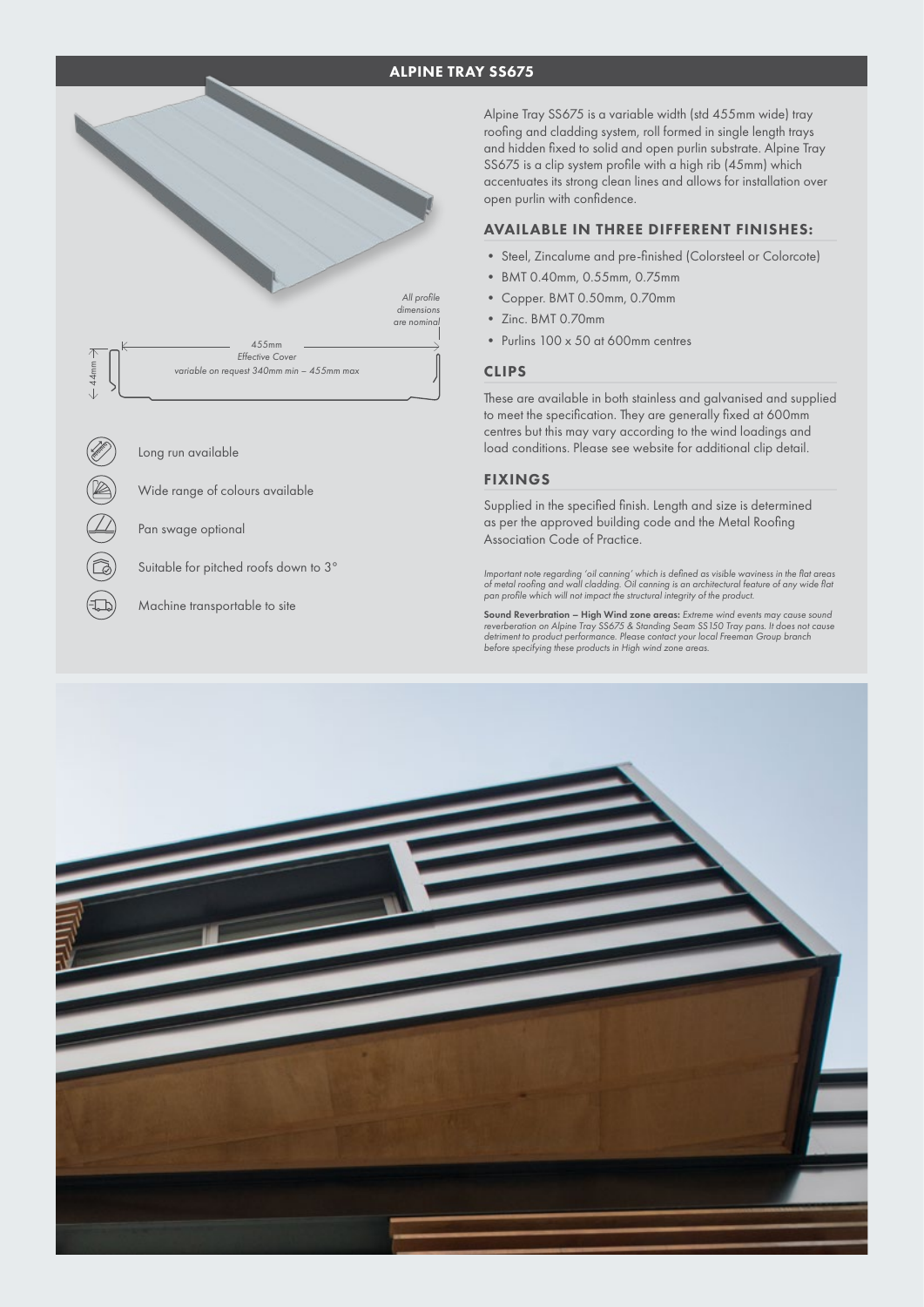# ALPINE TRAY SS675

All profile dimensions are nominal

44mm

455mm
*Effective Cover*
*variable on request 340mm min – 455mm max*

- Long run available
- Wide range of colours available
- Pan swage optional
- Suitable for pitched roofs down to 3°
- Machine transportable to site

Alpine Tray SS675 is a variable width (std 455mm wide) tray roofing and cladding system, roll formed in single length trays and hidden fixed to solid and open purlin substrate. Alpine Tray SS675 is a clip system profile with a high rib (45mm) which accentuates its strong clean lines and allows for installation over open purlin with confidence.

## AVAILABLE IN THREE DIFFERENT FINISHES:

- Steel, Zincalume and pre-finished (Colorsteel or Colorcote)
- BMT 0.40mm, 0.55mm, 0.75mm
- Copper. BMT 0.50mm, 0.70mm
- Zinc. BMT 0.70mm
- Purlins 100 x 50 at 600mm centres

## CLIPS

These are available in both stainless and galvanised and supplied to meet the specification. They are generally fixed at 600mm centres but this may vary according to the wind loadings and load conditions. Please see website for additional clip detail.

## FIXINGS

Supplied in the specified finish. Length and size is determined as per the approved building code and the Metal Roofing Association Code of Practice.

*Important note regarding 'oil canning' which is defined as visible waviness in the flat areas of metal roofing and wall cladding. Oil canning is an architectural feature of any wide flat pan profile which will not impact the structural integrity of the product.*

**Sound Reverbration – High Wind zone areas:** *Extreme wind events may cause sound reverberation on Alpine Tray SS675 & Standing Seam SS150 Tray pans. It does not cause detriment to product performance. Please contact your local Freeman Group branch before specifying these products in High wind zone areas.*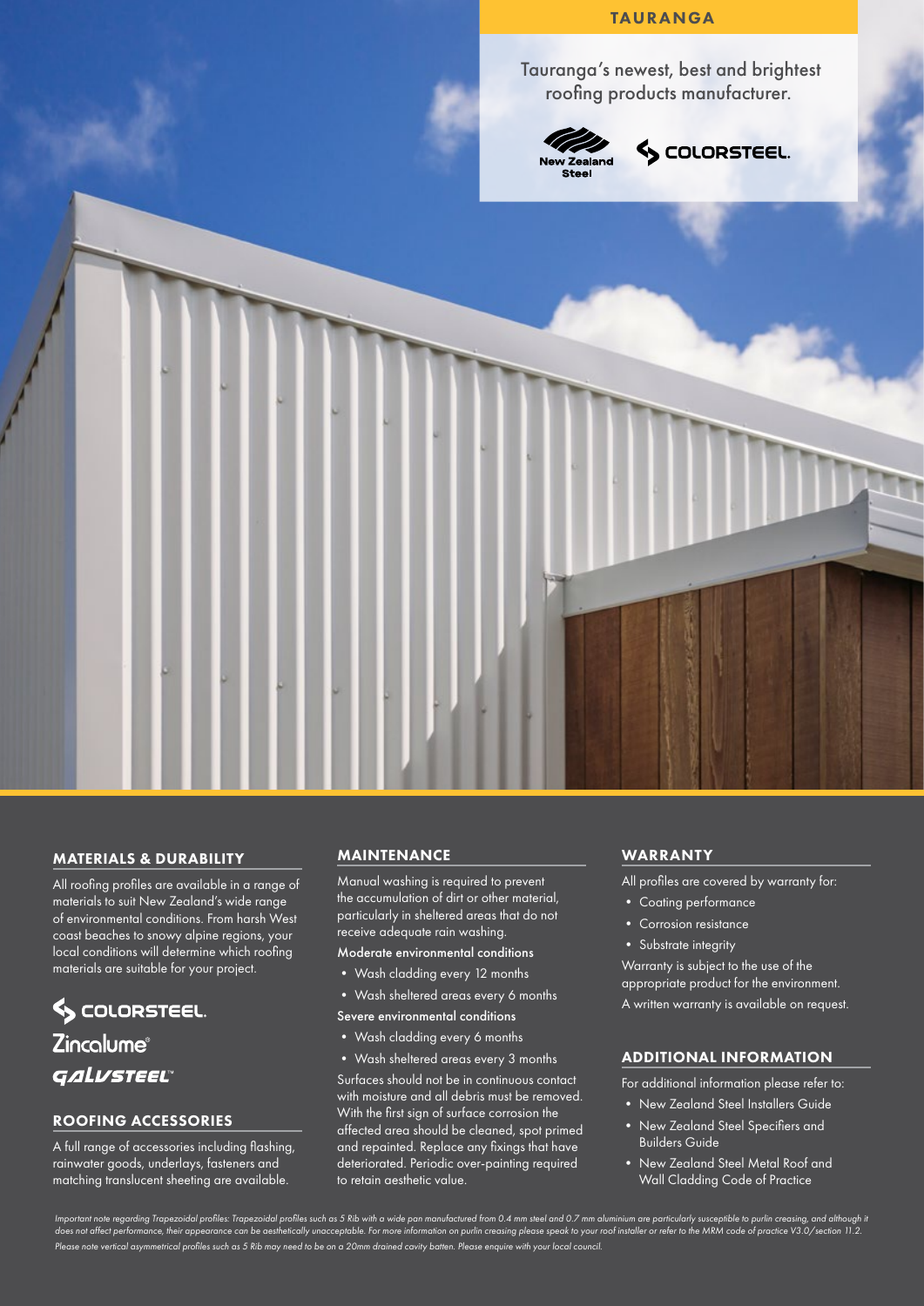# TAURANGA

Tauranga's newest, best and brightest roofing products manufacturer.

New Zealand Steel

COLORSTEEL.

## MATERIALS & DURABILITY

All roofing profiles are available in a range of materials to suit New Zealand's wide range of environmental conditions. From harsh West coast beaches to snowy alpine regions, your local conditions will determine which roofing materials are suitable for your project.

COLORSTEEL.

Zincalume®

GALVSTEEL™

## ROOFING ACCESSORIES

A full range of accessories including flashing, rainwater goods, underlays, fasteners and matching translucent sheeting are available.

## MAINTENANCE

Manual washing is required to prevent the accumulation of dirt or other material, particularly in sheltered areas that do not receive adequate rain washing.

**Moderate environmental conditions**

- Wash cladding every 12 months
- Wash sheltered areas every 6 months

**Severe environmental conditions**

- Wash cladding every 6 months
- Wash sheltered areas every 3 months

Surfaces should not be in continuous contact with moisture and all debris must be removed. With the first sign of surface corrosion the affected area should be cleaned, spot primed and repainted. Replace any fixings that have deteriorated. Periodic over-painting required to retain aesthetic value.

## WARRANTY

All profiles are covered by warranty for:

- Coating performance
- Corrosion resistance
- Substrate integrity

Warranty is subject to the use of the appropriate product for the environment.

A written warranty is available on request.

## ADDITIONAL INFORMATION

For additional information please refer to:

- New Zealand Steel Installers Guide
- New Zealand Steel Specifiers and Builders Guide
- New Zealand Steel Metal Roof and Wall Cladding Code of Practice

*Important note regarding Trapezoidal profiles: Trapezoidal profiles such as 5 Rib with a wide pan manufactured from 0.4 mm steel and 0.7 mm aluminium are particularly susceptible to purlin creasing, and although it does not affect performance, their appearance can be aesthetically unacceptable. For more information on purlin creasing please speak to your roof installer or refer to the MRM code of practice V3.0/section 11.2.*

*Please note vertical asymmetrical profiles such as 5 Rib may need to be on a 20mm drained cavity batten. Please enquire with your local council.*